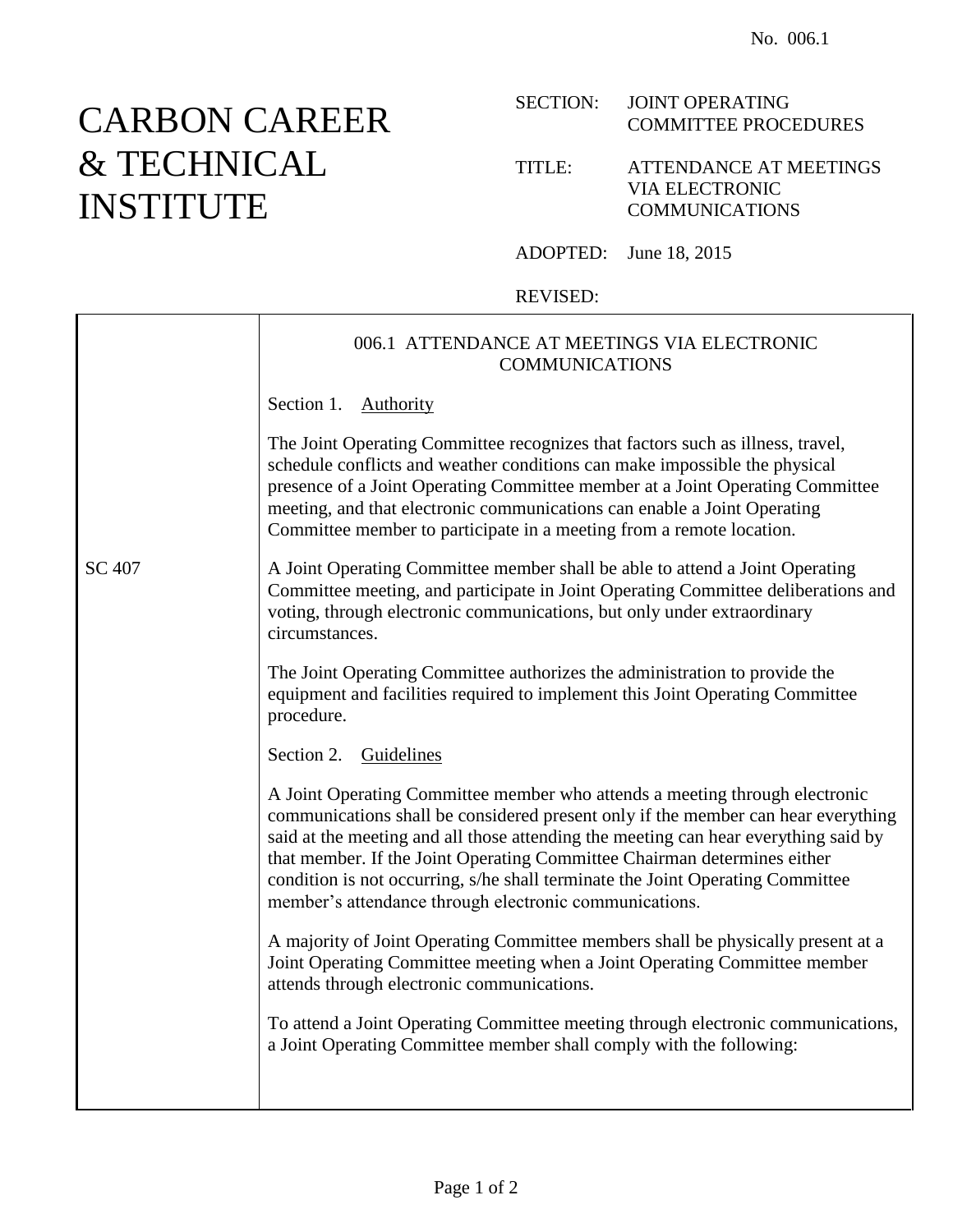No. 006.1

# CARBON CAREER & TECHNICAL INSTITUTE

SECTION: JOINT OPERATING COMMITTEE PROCEDURES

TITLE: ATTENDANCE AT MEETINGS VIA ELECTRONIC COMMUNICATIONS

ADOPTED: June 18, 2015

REVISED:

## 006.1 ATTENDANCE AT MEETINGS VIA ELECTRONIC COMMUNICATIONS

### Section 1. Authority

The Joint Operating Committee recognizes that factors such as illness, travel, schedule conflicts and weather conditions can make impossible the physical presence of a Joint Operating Committee member at a Joint Operating Committee meeting, and that electronic communications can enable a Joint Operating Committee member to participate in a meeting from a remote location.

SC 407

A Joint Operating Committee member shall be able to attend a Joint Operating Committee meeting, and participate in Joint Operating Committee deliberations and voting, through electronic communications, but only under extraordinary circumstances.

The Joint Operating Committee authorizes the administration to provide the equipment and facilities required to implement this Joint Operating Committee procedure.

### Section 2. Guidelines

A Joint Operating Committee member who attends a meeting through electronic communications shall be considered present only if the member can hear everything said at the meeting and all those attending the meeting can hear everything said by that member. If the Joint Operating Committee Chairman determines either condition is not occurring, s/he shall terminate the Joint Operating Committee member's attendance through electronic communications.

A majority of Joint Operating Committee members shall be physically present at a Joint Operating Committee meeting when a Joint Operating Committee member attends through electronic communications.

To attend a Joint Operating Committee meeting through electronic communications, a Joint Operating Committee member shall comply with the following: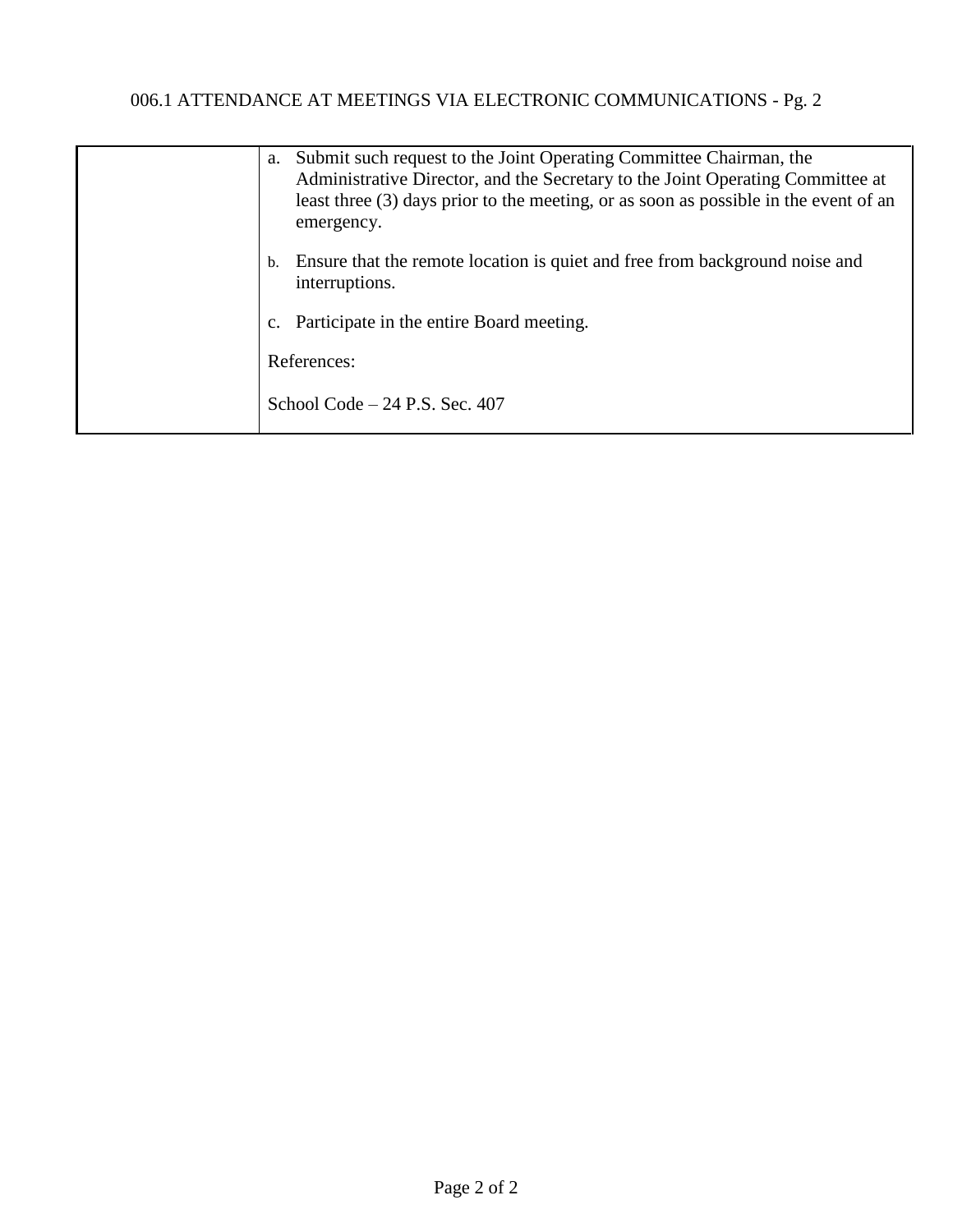a. Submit such request to the Joint Operating Committee Chairman, the Administrative Director, and the Secretary to the Joint Operating Committee at least three (3) days prior to the meeting, or as soon as possible in the event of an emergency.

b. Ensure that the remote location is quiet and free from background noise and interruptions.

c. Participate in the entire Board meeting.

References:

School Code – 24 P.S. Sec. 407